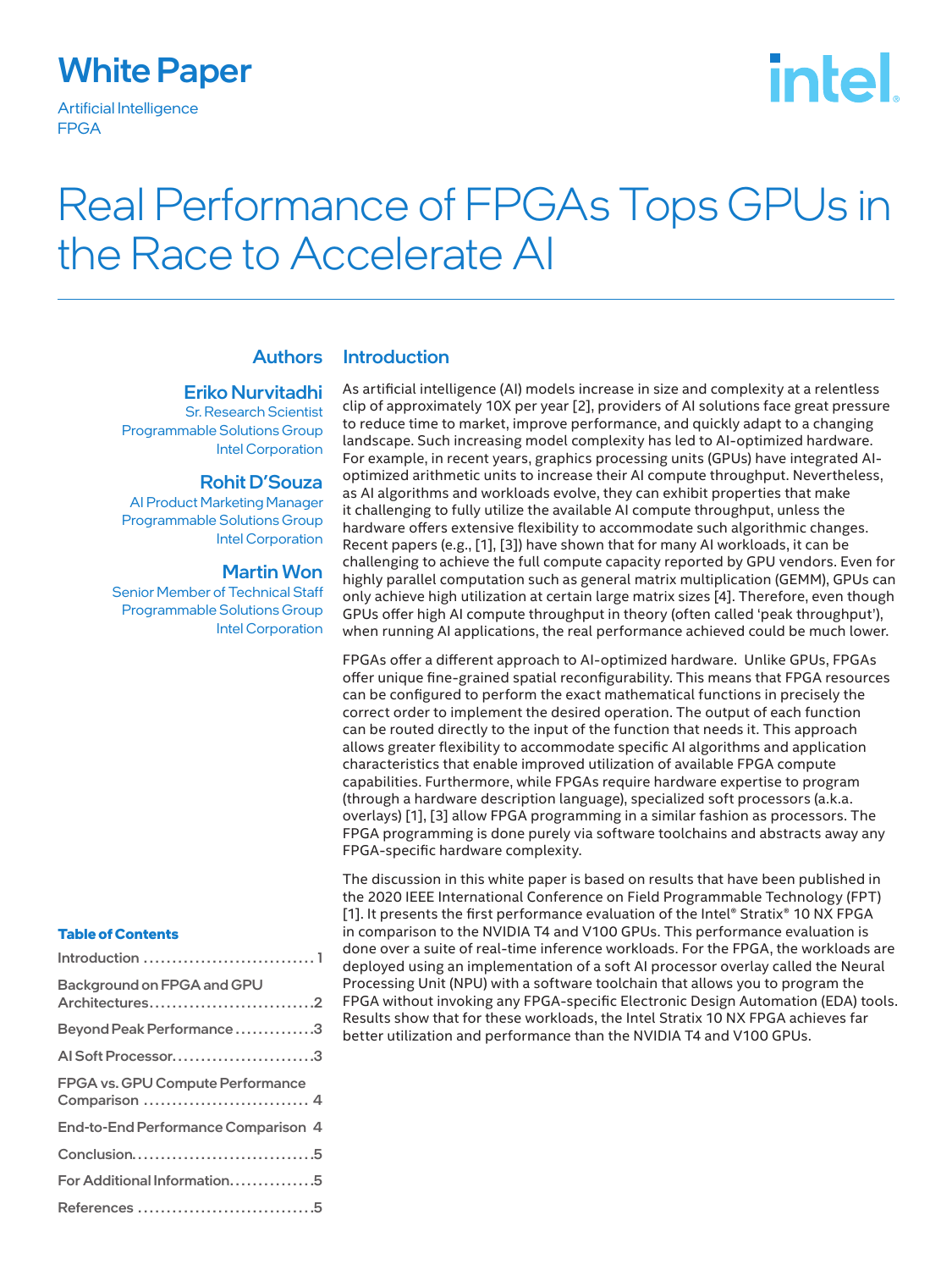White Paper

Artificial Intelligence
FPGA

# Real Performance of FPGAs Tops GPUs in the Race to Accelerate AI

## Authors

**Eriko Nurvitadhi**
Sr. Research Scientist
Programmable Solutions Group
Intel Corporation

**Rohit D'Souza**
AI Product Marketing Manager
Programmable Solutions Group
Intel Corporation

**Martin Won**
Senior Member of Technical Staff
Programmable Solutions Group
Intel Corporation

### Table of Contents

- Introduction .............................. 1
- Background on FPGA and GPU Architectures............................2
- Beyond Peak Performance..............3
- AI Soft Processor.........................3
- FPGA vs. GPU Compute Performance Comparison ............................ 4
- End-to-End Performance Comparison 4
- Conclusion................................5
- For Additional Information...............5
- References ...............................5

## Introduction

As artificial intelligence (AI) models increase in size and complexity at a relentless clip of approximately 10X per year [2], providers of AI solutions face great pressure to reduce time to market, improve performance, and quickly adapt to a changing landscape. Such increasing model complexity has led to AI-optimized hardware. For example, in recent years, graphics processing units (GPUs) have integrated AI-optimized arithmetic units to increase their AI compute throughput. Nevertheless, as AI algorithms and workloads evolve, they can exhibit properties that make it challenging to fully utilize the available AI compute throughput, unless the hardware offers extensive flexibility to accommodate such algorithmic changes. Recent papers (e.g., [1], [3]) have shown that for many AI workloads, it can be challenging to achieve the full compute capacity reported by GPU vendors. Even for highly parallel computation such as general matrix multiplication (GEMM), GPUs can only achieve high utilization at certain large matrix sizes [4]. Therefore, even though GPUs offer high AI compute throughput in theory (often called 'peak throughput'), when running AI applications, the real performance achieved could be much lower.

FPGAs offer a different approach to AI-optimized hardware. Unlike GPUs, FPGAs offer unique fine-grained spatial reconfigurability. This means that FPGA resources can be configured to perform the exact mathematical functions in precisely the correct order to implement the desired operation. The output of each function can be routed directly to the input of the function that needs it. This approach allows greater flexibility to accommodate specific AI algorithms and application characteristics that enable improved utilization of available FPGA compute capabilities. Furthermore, while FPGAs require hardware expertise to program (through a hardware description language), specialized soft processors (a.k.a. overlays) [1], [3] allow FPGA programming in a similar fashion as processors. The FPGA programming is done purely via software toolchains and abstracts away any FPGA-specific hardware complexity.

The discussion in this white paper is based on results that have been published in the 2020 IEEE International Conference on Field Programmable Technology (FPT) [1]. It presents the first performance evaluation of the Intel® Stratix® 10 NX FPGA in comparison to the NVIDIA T4 and V100 GPUs. This performance evaluation is done over a suite of real-time inference workloads. For the FPGA, the workloads are deployed using an implementation of a soft AI processor overlay called the Neural Processing Unit (NPU) with a software toolchain that allows you to program the FPGA without invoking any FPGA-specific Electronic Design Automation (EDA) tools. Results show that for these workloads, the Intel Stratix 10 NX FPGA achieves far better utilization and performance than the NVIDIA T4 and V100 GPUs.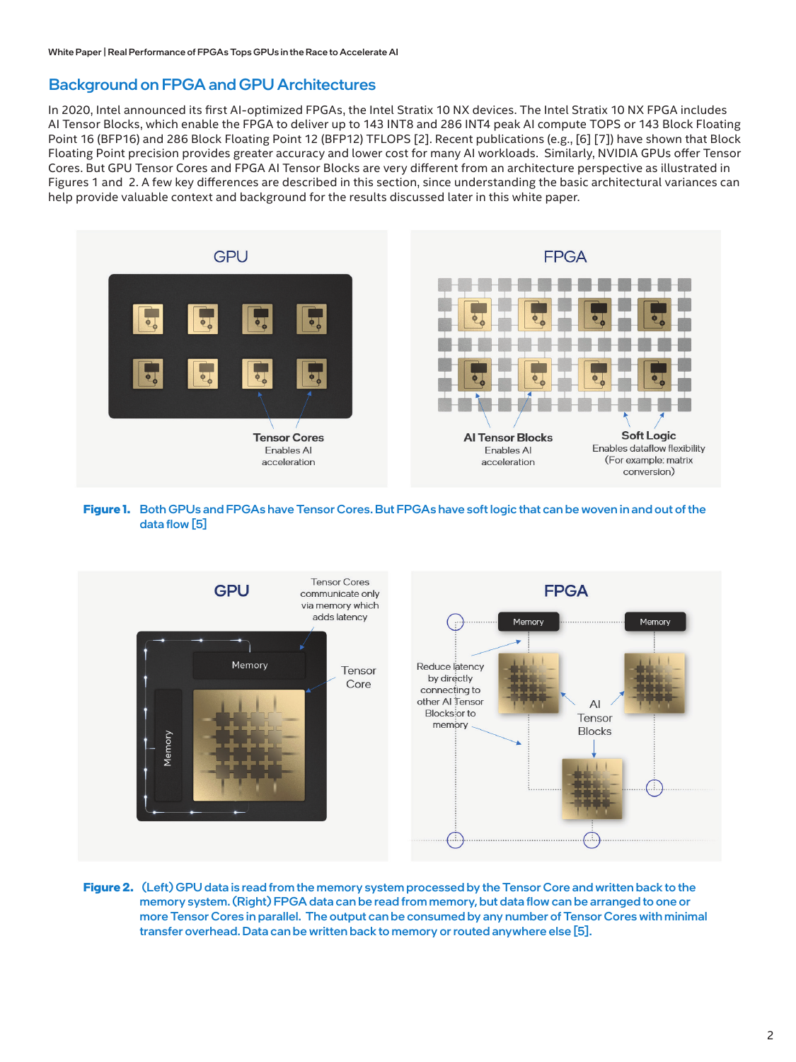## Background on FPGA and GPU Architectures

In 2020, Intel announced its first AI-optimized FPGAs, the Intel Stratix 10 NX devices. The Intel Stratix 10 NX FPGA includes AI Tensor Blocks, which enable the FPGA to deliver up to 143 INT8 and 286 INT4 peak AI compute TOPS or 143 Block Floating Point 16 (BFP16) and 286 Block Floating Point 12 (BFP12) TFLOPS [2]. Recent publications (e.g., [6] [7]) have shown that Block Floating Point precision provides greater accuracy and lower cost for many AI workloads. Similarly, NVIDIA GPUs offer Tensor Cores. But GPU Tensor Cores and FPGA AI Tensor Blocks are very different from an architecture perspective as illustrated in Figures 1 and 2. A few key differences are described in this section, since understanding the basic architectural variances can help provide valuable context and background for the results discussed later in this white paper.

**Figure 1.** Both GPUs and FPGAs have Tensor Cores. But FPGAs have soft logic that can be woven in and out of the data flow [5]

**Figure 2.** (Left) GPU data is read from the memory system processed by the Tensor Core and written back to the memory system. (Right) FPGA data can be read from memory, but data flow can be arranged to one or more Tensor Cores in parallel. The output can be consumed by any number of Tensor Cores with minimal transfer overhead. Data can be written back to memory or routed anywhere else [5].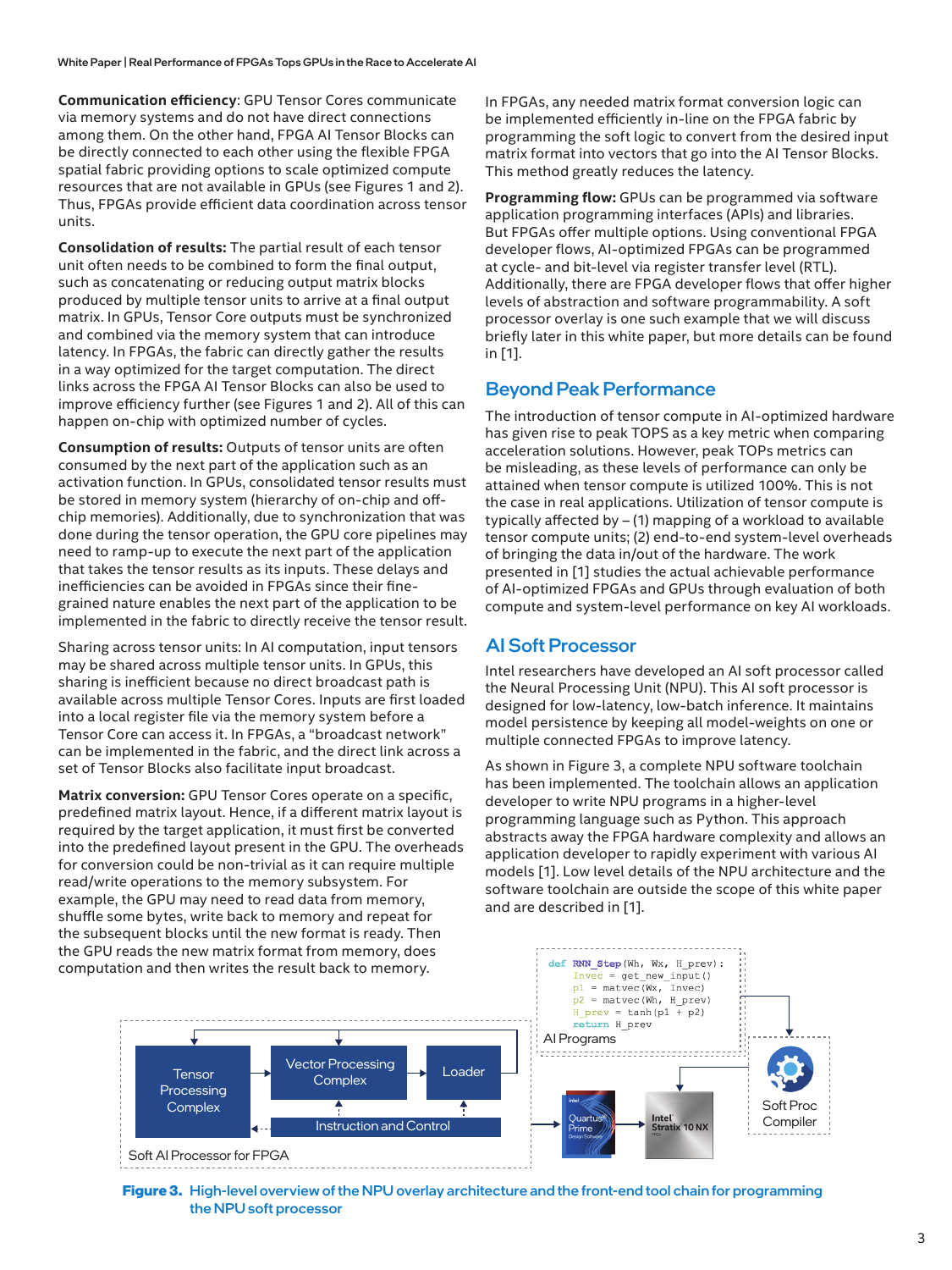**Communication efficiency**: GPU Tensor Cores communicate via memory systems and do not have direct connections among them. On the other hand, FPGA AI Tensor Blocks can be directly connected to each other using the flexible FPGA spatial fabric providing options to scale optimized compute resources that are not available in GPUs (see Figures 1 and 2). Thus, FPGAs provide efficient data coordination across tensor units.

**Consolidation of results:** The partial result of each tensor unit often needs to be combined to form the final output, such as concatenating or reducing output matrix blocks produced by multiple tensor units to arrive at a final output matrix. In GPUs, Tensor Core outputs must be synchronized and combined via the memory system that can introduce latency. In FPGAs, the fabric can directly gather the results in a way optimized for the target computation. The direct links across the FPGA AI Tensor Blocks can also be used to improve efficiency further (see Figures 1 and 2). All of this can happen on-chip with optimized number of cycles.

**Consumption of results:** Outputs of tensor units are often consumed by the next part of the application such as an activation function. In GPUs, consolidated tensor results must be stored in memory system (hierarchy of on-chip and off-chip memories). Additionally, due to synchronization that was done during the tensor operation, the GPU core pipelines may need to ramp-up to execute the next part of the application that takes the tensor results as its inputs. These delays and inefficiencies can be avoided in FPGAs since their fine-grained nature enables the next part of the application to be implemented in the fabric to directly receive the tensor result.

Sharing across tensor units: In AI computation, input tensors may be shared across multiple tensor units. In GPUs, this sharing is inefficient because no direct broadcast path is available across multiple Tensor Cores. Inputs are first loaded into a local register file via the memory system before a Tensor Core can access it. In FPGAs, a "broadcast network" can be implemented in the fabric, and the direct link across a set of Tensor Blocks also facilitate input broadcast.

**Matrix conversion:** GPU Tensor Cores operate on a specific, predefined matrix layout. Hence, if a different matrix layout is required by the target application, it must first be converted into the predefined layout present in the GPU. The overheads for conversion could be non-trivial as it can require multiple read/write operations to the memory subsystem. For example, the GPU may need to read data from memory, shuffle some bytes, write back to memory and repeat for the subsequent blocks until the new format is ready. Then the GPU reads the new matrix format from memory, does computation and then writes the result back to memory.

In FPGAs, any needed matrix format conversion logic can be implemented efficiently in-line on the FPGA fabric by programming the soft logic to convert from the desired input matrix format into vectors that go into the AI Tensor Blocks. This method greatly reduces the latency.

**Programming flow:** GPUs can be programmed via software application programming interfaces (APIs) and libraries. But FPGAs offer multiple options. Using conventional FPGA developer flows, AI-optimized FPGAs can be programmed at cycle- and bit-level via register transfer level (RTL). Additionally, there are FPGA developer flows that offer higher levels of abstraction and software programmability. A soft processor overlay is one such example that we will discuss briefly later in this white paper, but more details can be found in [1].

## Beyond Peak Performance

The introduction of tensor compute in AI-optimized hardware has given rise to peak TOPS as a key metric when comparing acceleration solutions. However, peak TOPs metrics can be misleading, as these levels of performance can only be attained when tensor compute is utilized 100%. This is not the case in real applications. Utilization of tensor compute is typically affected by – (1) mapping of a workload to available tensor compute units; (2) end-to-end system-level overheads of bringing the data in/out of the hardware. The work presented in [1] studies the actual achievable performance of AI-optimized FPGAs and GPUs through evaluation of both compute and system-level performance on key AI workloads.

## AI Soft Processor

Intel researchers have developed an AI soft processor called the Neural Processing Unit (NPU). This AI soft processor is designed for low-latency, low-batch inference. It maintains model persistence by keeping all model-weights on one or multiple connected FPGAs to improve latency.

As shown in Figure 3, a complete NPU software toolchain has been implemented. The toolchain allows an application developer to write NPU programs in a higher-level programming language such as Python. This approach abstracts away the FPGA hardware complexity and allows an application developer to rapidly experiment with various AI models [1]. Low level details of the NPU architecture and the software toolchain are outside the scope of this white paper and are described in [1].

```
def RNN_Step(Wh, Wx, H_prev):
    Invec = get_new_input()
    p1 = matvec(Wx, Invec)
    p2 = matvec(Wh, H_prev)
    H_prev = tanh(p1 + p2)
    return H_prev
```

AI Programs

Tensor Processing Complex | Vector Processing Complex | Loader | Instruction and Control

Soft AI Processor for FPGA

Quartus Prime | Intel Stratix 10 NX | Soft Proc Compiler

**Figure 3.** High-level overview of the NPU overlay architecture and the front-end tool chain for programming the NPU soft processor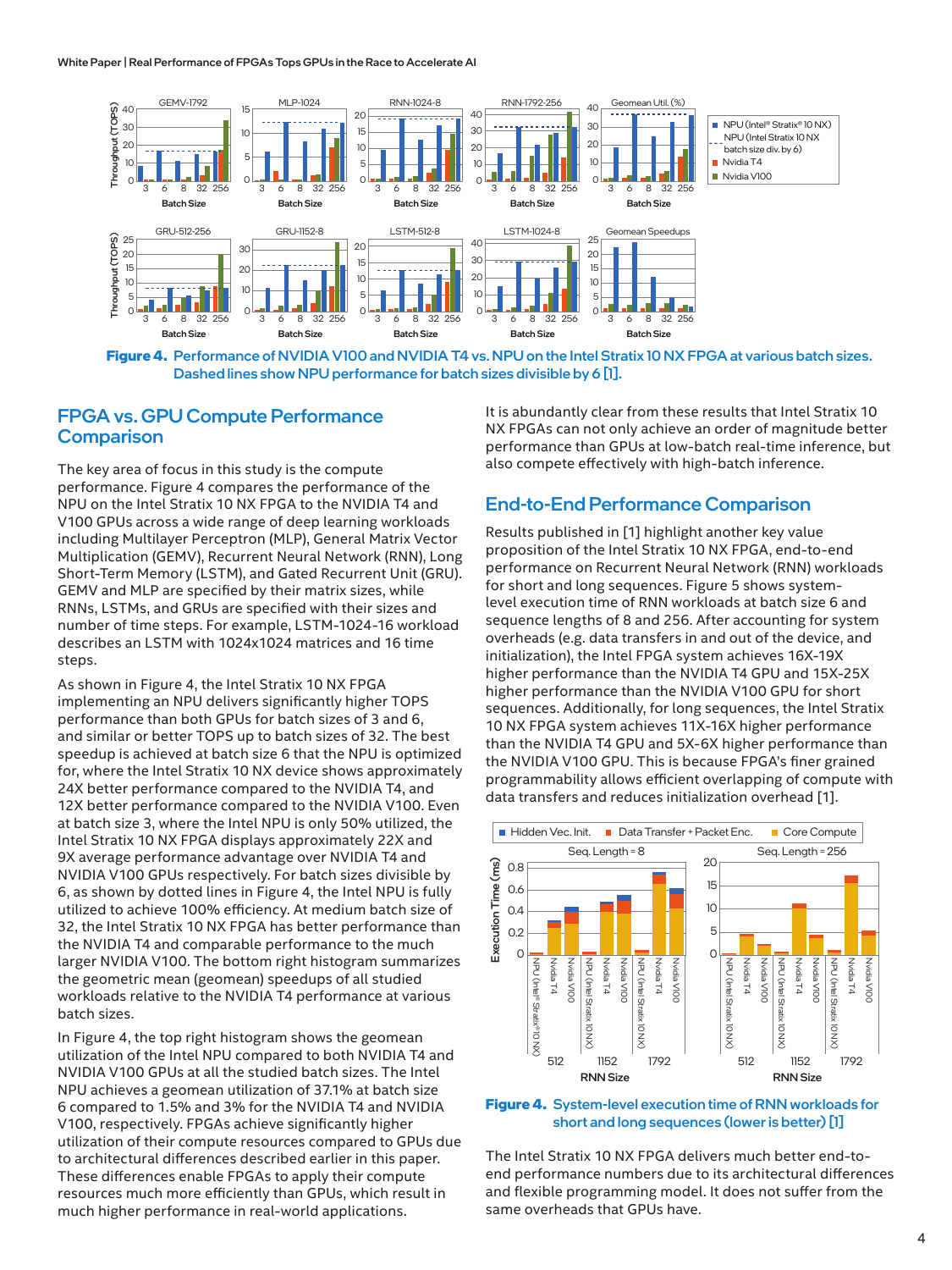**Figure 4.** Performance of NVIDIA V100 and NVIDIA T4 vs. NPU on the Intel Stratix 10 NX FPGA at various batch sizes. Dashed lines show NPU performance for batch sizes divisible by 6 [1].

## FPGA vs. GPU Compute Performance Comparison

The key area of focus in this study is the compute performance. Figure 4 compares the performance of the NPU on the Intel Stratix 10 NX FPGA to the NVIDIA T4 and V100 GPUs across a wide range of deep learning workloads including Multilayer Perceptron (MLP), General Matrix Vector Multiplication (GEMV), Recurrent Neural Network (RNN), Long Short-Term Memory (LSTM), and Gated Recurrent Unit (GRU). GEMV and MLP are specified by their matrix sizes, while RNNs, LSTMs, and GRUs are specified with their sizes and number of time steps. For example, LSTM-1024-16 workload describes an LSTM with 1024x1024 matrices and 16 time steps.

As shown in Figure 4, the Intel Stratix 10 NX FPGA implementing an NPU delivers significantly higher TOPS performance than both GPUs for batch sizes of 3 and 6, and similar or better TOPS up to batch sizes of 32. The best speedup is achieved at batch size 6 that the NPU is optimized for, where the Intel Stratix 10 NX device shows approximately 24X better performance compared to the NVIDIA T4, and 12X better performance compared to the NVIDIA V100. Even at batch size 3, where the Intel NPU is only 50% utilized, the Intel Stratix 10 NX FPGA displays approximately 22X and 9X average performance advantage over NVIDIA T4 and NVIDIA V100 GPUs respectively. For batch sizes divisible by 6, as shown by dotted lines in Figure 4, the Intel NPU is fully utilized to achieve 100% efficiency. At medium batch size of 32, the Intel Stratix 10 NX FPGA has better performance than the NVIDIA T4 and comparable performance to the much larger NVIDIA V100. The bottom right histogram summarizes the geometric mean (geomean) speedups of all studied workloads relative to the NVIDIA T4 performance at various batch sizes.

In Figure 4, the top right histogram shows the geomean utilization of the Intel NPU compared to both NVIDIA T4 and NVIDIA V100 GPUs at all the studied batch sizes. The Intel NPU achieves a geomean utilization of 37.1% at batch size 6 compared to 1.5% and 3% for the NVIDIA T4 and NVIDIA V100, respectively. FPGAs achieve significantly higher utilization of their compute resources compared to GPUs due to architectural differences described earlier in this paper. These differences enable FPGAs to apply their compute resources much more efficiently than GPUs, which result in much higher performance in real-world applications.

It is abundantly clear from these results that Intel Stratix 10 NX FPGAs can not only achieve an order of magnitude better performance than GPUs at low-batch real-time inference, but also compete effectively with high-batch inference.

## End-to-End Performance Comparison

Results published in [1] highlight another key value proposition of the Intel Stratix 10 NX FPGA, end-to-end performance on Recurrent Neural Network (RNN) workloads for short and long sequences. Figure 5 shows system-level execution time of RNN workloads at batch size 6 and sequence lengths of 8 and 256. After accounting for system overheads (e.g. data transfers in and out of the device, and initialization), the Intel FPGA system achieves 16X-19X higher performance than the NVIDIA T4 GPU and 15X-25X higher performance than the NVIDIA V100 GPU for short sequences. Additionally, for long sequences, the Intel Stratix 10 NX FPGA system achieves 11X-16X higher performance than the NVIDIA T4 GPU and 5X-6X higher performance than the NVIDIA V100 GPU. This is because FPGA's finer grained programmability allows efficient overlapping of compute with data transfers and reduces initialization overhead [1].

**Figure 4.** System-level execution time of RNN workloads for short and long sequences (lower is better) [1]

The Intel Stratix 10 NX FPGA delivers much better end-to-end performance numbers due to its architectural differences and flexible programming model. It does not suffer from the same overheads that GPUs have.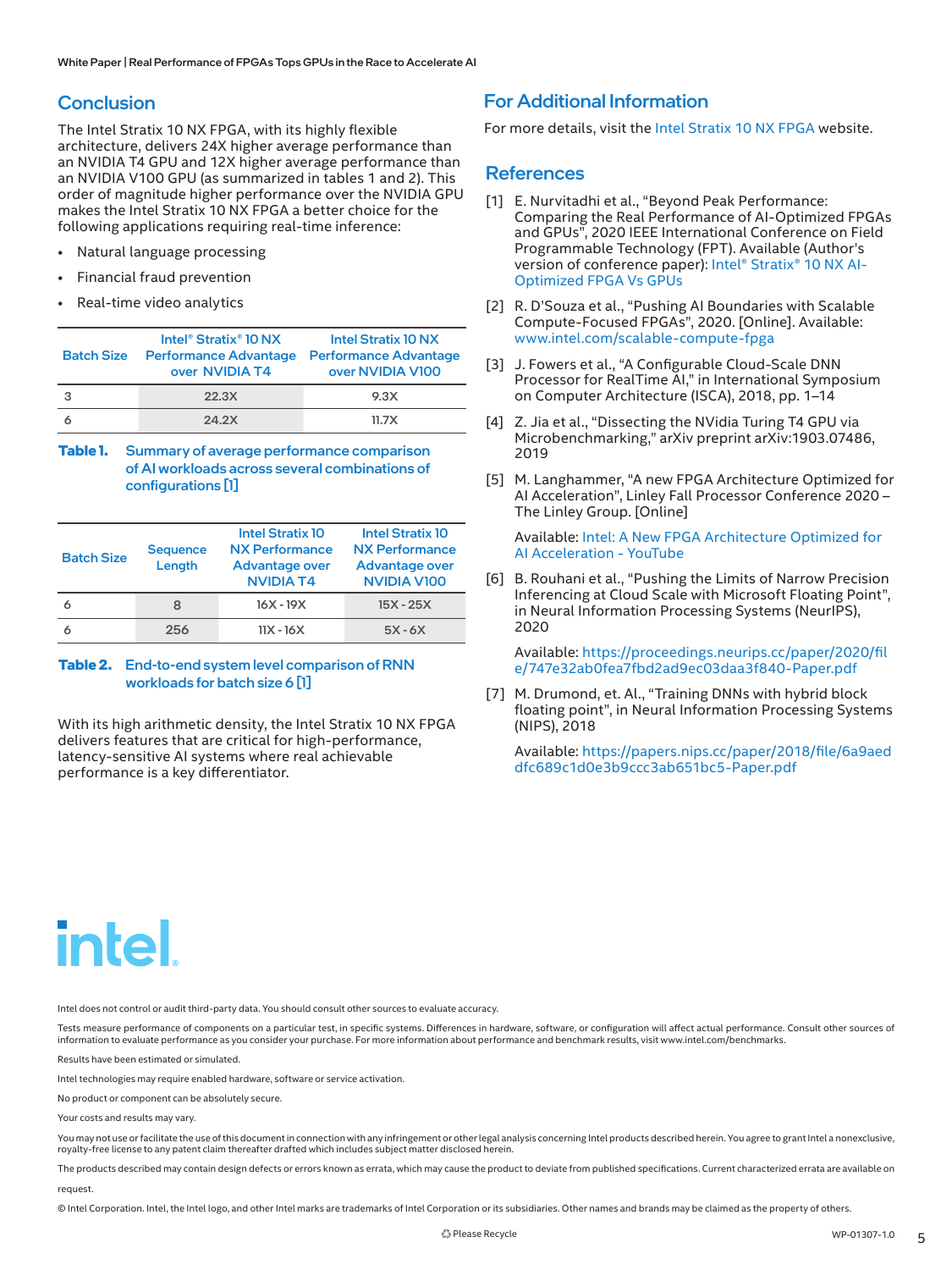## Conclusion

The Intel Stratix 10 NX FPGA, with its highly flexible architecture, delivers 24X higher average performance than an NVIDIA T4 GPU and 12X higher average performance than an NVIDIA V100 GPU (as summarized in tables 1 and 2). This order of magnitude higher performance over the NVIDIA GPU makes the Intel Stratix 10 NX FPGA a better choice for the following applications requiring real-time inference:

- Natural language processing
- Financial fraud prevention
- Real-time video analytics

| Batch Size | Intel® Stratix® 10 NX Performance Advantage over NVIDIA T4 | Intel Stratix 10 NX Performance Advantage over NVIDIA V100 |
|---|---|---|
| 3 | 22.3X | 9.3X |
| 6 | 24.2X | 11.7X |

**Table 1.** Summary of average performance comparison of AI workloads across several combinations of configurations [1]

| Batch Size | Sequence Length | Intel Stratix 10 NX Performance Advantage over NVIDIA T4 | Intel Stratix 10 NX Performance Advantage over NVIDIA V100 |
|---|---|---|---|
| 6 | 8 | 16X - 19X | 15X - 25X |
| 6 | 256 | 11X - 16X | 5X - 6X |

**Table 2.** End-to-end system level comparison of RNN workloads for batch size 6 [1]

With its high arithmetic density, the Intel Stratix 10 NX FPGA delivers features that are critical for high-performance, latency-sensitive AI systems where real achievable performance is a key differentiator.

## For Additional Information

For more details, visit the Intel Stratix 10 NX FPGA website.

## References

[1] E. Nurvitadhi et al., "Beyond Peak Performance: Comparing the Real Performance of AI-Optimized FPGAs and GPUs", 2020 IEEE International Conference on Field Programmable Technology (FPT). Available (Author's version of conference paper): Intel® Stratix® 10 NX AI-Optimized FPGA Vs GPUs

[2] R. D'Souza et al., "Pushing AI Boundaries with Scalable Compute-Focused FPGAs", 2020. [Online]. Available: www.intel.com/scalable-compute-fpga

[3] J. Fowers et al., "A Configurable Cloud-Scale DNN Processor for RealTime AI," in International Symposium on Computer Architecture (ISCA), 2018, pp. 1–14

[4] Z. Jia et al., "Dissecting the NVidia Turing T4 GPU via Microbenchmarking," arXiv preprint arXiv:1903.07486, 2019

[5] M. Langhammer, "A new FPGA Architecture Optimized for AI Acceleration", Linley Fall Processor Conference 2020 – The Linley Group. [Online]

Available: Intel: A New FPGA Architecture Optimized for AI Acceleration - YouTube

[6] B. Rouhani et al., "Pushing the Limits of Narrow Precision Inferencing at Cloud Scale with Microsoft Floating Point", in Neural Information Processing Systems (NeurIPS), 2020

Available: https://proceedings.neurips.cc/paper/2020/file/747e32ab0fea7fbd2ad9ec03daa3f840-Paper.pdf

[7] M. Drumond, et. Al., "Training DNNs with hybrid block floating point", in Neural Information Processing Systems (NIPS), 2018

Available: https://papers.nips.cc/paper/2018/file/6a9aeddfc689c1d0e3b9ccc3ab651bc5-Paper.pdf

intel.

Intel does not control or audit third-party data. You should consult other sources to evaluate accuracy.

Tests measure performance of components on a particular test, in specific systems. Differences in hardware, software, or configuration will affect actual performance. Consult other sources of information to evaluate performance as you consider your purchase. For more information about performance and benchmark results, visit www.intel.com/benchmarks.

Results have been estimated or simulated.

Intel technologies may require enabled hardware, software or service activation.

No product or component can be absolutely secure.

Your costs and results may vary.

You may not use or facilitate the use of this document in connection with any infringement or other legal analysis concerning Intel products described herein. You agree to grant Intel a nonexclusive, royalty-free license to any patent claim thereafter drafted which includes subject matter disclosed herein.

The products described may contain design defects or errors known as errata, which may cause the product to deviate from published specifications. Current characterized errata are available on request.

© Intel Corporation. Intel, the Intel logo, and other Intel marks are trademarks of Intel Corporation or its subsidiaries. Other names and brands may be claimed as the property of others.

Please Recycle

WP-01307-1.0